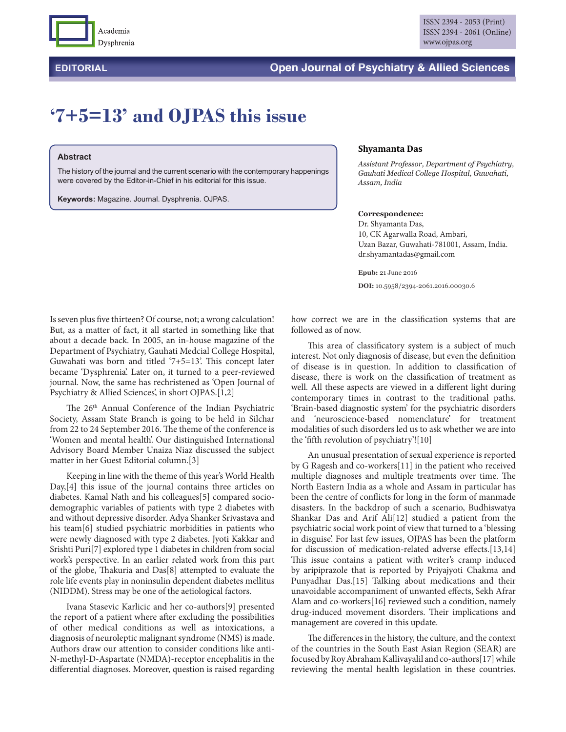EDITORIAL

# '7+5=13' and OJPAS this issue

### Abstract

The history of the journal and the current scenario with the contemporary happenings were covered by the Editor-in-Chief in his editorial for this issue.

**Keywords:** Magazine. Journal. Dysphrenia. OJPAS.

**Shyamanta Das**

*Assistant Professor, Department of Psychiatry, Gauhati Medical College Hospital, Guwahati, Assam, India*

**Correspondence:**
Dr. Shyamanta Das,
10, CK Agarwalla Road, Ambari,
Uzan Bazar, Guwahati-781001, Assam, India.
dr.shyamantadas@gmail.com

**Epub:** 21 June 2016

**DOI:** 10.5958/2394-2061.2016.00030.6

Is seven plus five thirteen? Of course, not; a wrong calculation! But, as a matter of fact, it all started in something like that about a decade back. In 2005, an in-house magazine of the Department of Psychiatry, Gauhati Medcial College Hospital, Guwahati was born and titled '7+5=13'. This concept later became 'Dysphrenia'. Later on, it turned to a peer-reviewed journal. Now, the same has rechristened as 'Open Journal of Psychiatry & Allied Sciences', in short OJPAS.[1,2]

The 26th Annual Conference of the Indian Psychiatric Society, Assam State Branch is going to be held in Silchar from 22 to 24 September 2016. The theme of the conference is 'Women and mental health'. Our distinguished International Advisory Board Member Unaiza Niaz discussed the subject matter in her Guest Editorial column.[3]

Keeping in line with the theme of this year's World Health Day,[4] this issue of the journal contains three articles on diabetes. Kamal Nath and his colleagues[5] compared socio-demographic variables of patients with type 2 diabetes with and without depressive disorder. Adya Shanker Srivastava and his team[6] studied psychiatric morbidities in patients who were newly diagnosed with type 2 diabetes. Jyoti Kakkar and Srishti Puri[7] explored type 1 diabetes in children from social work's perspective. In an earlier related work from this part of the globe, Thakuria and Das[8] attempted to evaluate the role life events play in noninsulin dependent diabetes mellitus (NIDDM). Stress may be one of the aetiological factors.

Ivana Stasevic Karlicic and her co-authors[9] presented the report of a patient where after excluding the possibilities of other medical conditions as well as intoxications, a diagnosis of neuroleptic malignant syndrome (NMS) is made. Authors draw our attention to consider conditions like anti-N-methyl-D-Aspartate (NMDA)-receptor encephalitis in the differential diagnoses. Moreover, question is raised regarding how correct we are in the classification systems that are followed as of now.

This area of classificatory system is a subject of much interest. Not only diagnosis of disease, but even the definition of disease is in question. In addition to classification of disease, there is work on the classification of treatment as well. All these aspects are viewed in a different light during contemporary times in contrast to the traditional paths. 'Brain-based diagnostic system' for the psychiatric disorders and 'neuroscience-based nomenclature' for treatment modalities of such disorders led us to ask whether we are into the 'fifth revolution of psychiatry'![10]

An unusual presentation of sexual experience is reported by G Ragesh and co-workers[11] in the patient who received multiple diagnoses and multiple treatments over time. The North Eastern India as a whole and Assam in particular has been the centre of conflicts for long in the form of manmade disasters. In the backdrop of such a scenario, Budhiswatya Shankar Das and Arif Ali[12] studied a patient from the psychiatric social work point of view that turned to a 'blessing in disguise'. For last few issues, OJPAS has been the platform for discussion of medication-related adverse effects.[13,14] This issue contains a patient with writer's cramp induced by aripiprazole that is reported by Priyajyoti Chakma and Punyadhar Das.[15] Talking about medications and their unavoidable accompaniment of unwanted effects, Sekh Afrar Alam and co-workers[16] reviewed such a condition, namely drug-induced movement disorders. Their implications and management are covered in this update.

The differences in the history, the culture, and the context of the countries in the South East Asian Region (SEAR) are focused by Roy Abraham Kallivayalil and co-authors[17] while reviewing the mental health legislation in these countries.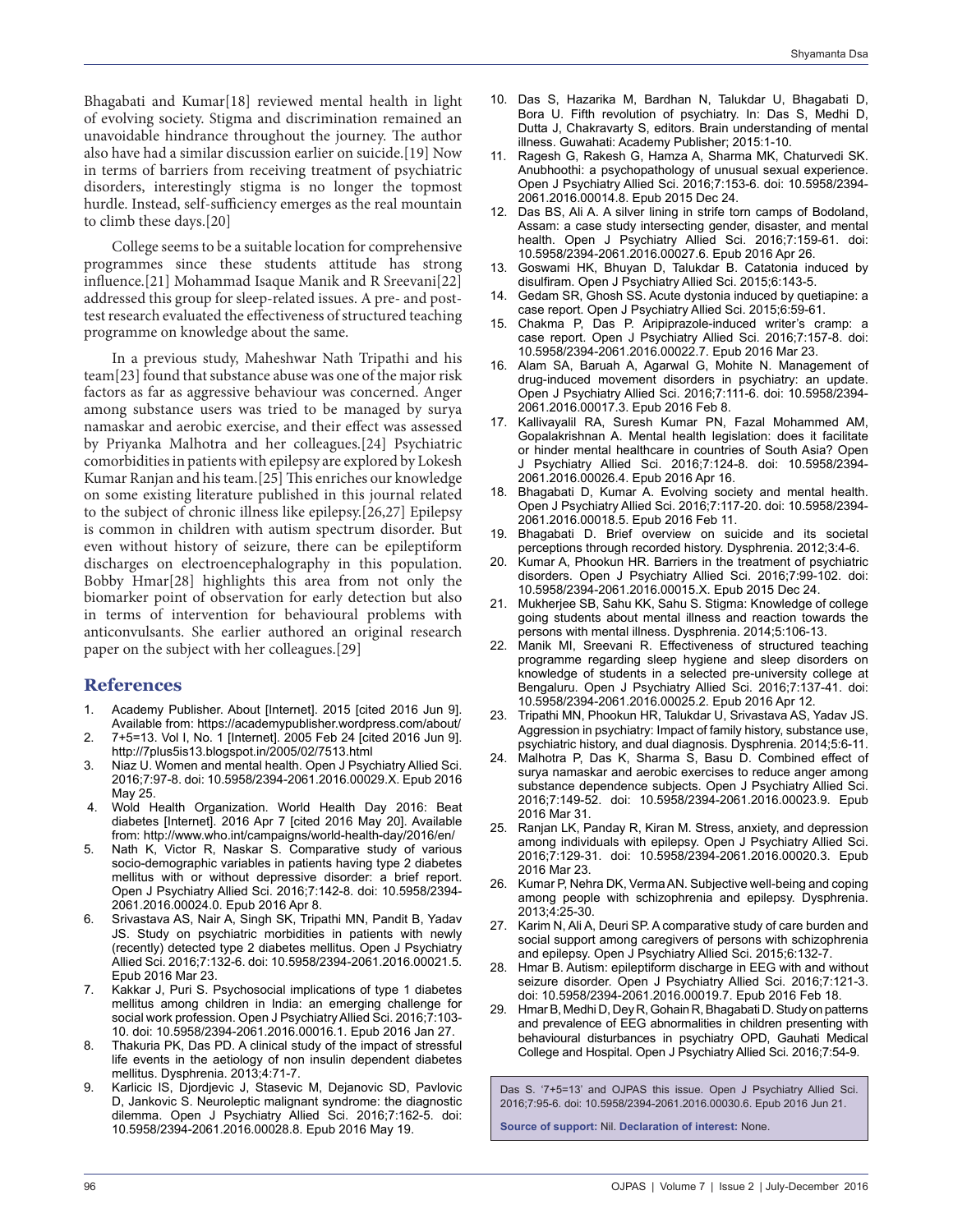Bhagabati and Kumar[18] reviewed mental health in light of evolving society. Stigma and discrimination remained an unavoidable hindrance throughout the journey. The author also have had a similar discussion earlier on suicide.[19] Now in terms of barriers from receiving treatment of psychiatric disorders, interestingly stigma is no longer the topmost hurdle. Instead, self-sufficiency emerges as the real mountain to climb these days.[20]

College seems to be a suitable location for comprehensive programmes since these students attitude has strong influence.[21] Mohammad Isaque Manik and R Sreevani[22] addressed this group for sleep-related issues. A pre- and post-test research evaluated the effectiveness of structured teaching programme on knowledge about the same.

In a previous study, Maheshwar Nath Tripathi and his team[23] found that substance abuse was one of the major risk factors as far as aggressive behaviour was concerned. Anger among substance users was tried to be managed by surya namaskar and aerobic exercise, and their effect was assessed by Priyanka Malhotra and her colleagues.[24] Psychiatric comorbidities in patients with epilepsy are explored by Lokesh Kumar Ranjan and his team.[25] This enriches our knowledge on some existing literature published in this journal related to the subject of chronic illness like epilepsy.[26,27] Epilepsy is common in children with autism spectrum disorder. But even without history of seizure, there can be epileptiform discharges on electroencephalography in this population. Bobby Hmar[28] highlights this area from not only the biomarker point of observation for early detection but also in terms of intervention for behavioural problems with anticonvulsants. She earlier authored an original research paper on the subject with her colleagues.[29]

## References

1. Academy Publisher. About [Internet]. 2015 [cited 2016 Jun 9]. Available from: https://academypublisher.wordpress.com/about/
2. 7+5=13. Vol I, No. 1 [Internet]. 2005 Feb 24 [cited 2016 Jun 9]. http://7plus5is13.blogspot.in/2005/02/7513.html
3. Niaz U. Women and mental health. Open J Psychiatry Allied Sci. 2016;7:97-8. doi: 10.5958/2394-2061.2016.00029.X. Epub 2016 May 25.
4. Wold Health Organization. World Health Day 2016: Beat diabetes [Internet]. 2016 Apr 7 [cited 2016 May 20]. Available from: http://www.who.int/campaigns/world-health-day/2016/en/
5. Nath K, Victor R, Naskar S. Comparative study of various socio-demographic variables in patients having type 2 diabetes mellitus with or without depressive disorder: a brief report. Open J Psychiatry Allied Sci. 2016;7:142-8. doi: 10.5958/2394-2061.2016.00024.0. Epub 2016 Apr 8.
6. Srivastava AS, Nair A, Singh SK, Tripathi MN, Pandit B, Yadav JS. Study on psychiatric morbidities in patients with newly (recently) detected type 2 diabetes mellitus. Open J Psychiatry Allied Sci. 2016;7:132-6. doi: 10.5958/2394-2061.2016.00021.5. Epub 2016 Mar 23.
7. Kakkar J, Puri S. Psychosocial implications of type 1 diabetes mellitus among children in India: an emerging challenge for social work profession. Open J Psychiatry Allied Sci. 2016;7:103-10. doi: 10.5958/2394-2061.2016.00016.1. Epub 2016 Jan 27.
8. Thakuria PK, Das PD. A clinical study of the impact of stressful life events in the aetiology of non insulin dependent diabetes mellitus. Dysphrenia. 2013;4:71-7.
9. Karlicic IS, Djordjevic J, Stasevic M, Dejanovic SD, Pavlovic D, Jankovic S. Neuroleptic malignant syndrome: the diagnostic dilemma. Open J Psychiatry Allied Sci. 2016;7:162-5. doi: 10.5958/2394-2061.2016.00028.8. Epub 2016 May 19.
10. Das S, Hazarika M, Bardhan N, Talukdar U, Bhagabati D, Bora U. Fifth revolution of psychiatry. In: Das S, Medhi D, Dutta J, Chakravarty S, editors. Brain understanding of mental illness. Guwahati: Academy Publisher; 2015:1-10.
11. Ragesh G, Rakesh G, Hamza A, Sharma MK, Chaturvedi SK. Anubhoothi: a psychopathology of unusual sexual experience. Open J Psychiatry Allied Sci. 2016;7:153-6. doi: 10.5958/2394-2061.2016.00014.8. Epub 2015 Dec 24.
12. Das BS, Ali A. A silver lining in strife torn camps of Bodoland, Assam: a case study intersecting gender, disaster, and mental health. Open J Psychiatry Allied Sci. 2016;7:159-61. doi: 10.5958/2394-2061.2016.00027.6. Epub 2016 Apr 26.
13. Goswami HK, Bhuyan D, Talukdar B. Catatonia induced by disulfiram. Open J Psychiatry Allied Sci. 2015;6:143-5.
14. Gedam SR, Ghosh SS. Acute dystonia induced by quetiapine: a case report. Open J Psychiatry Allied Sci. 2015;6:59-61.
15. Chakma P, Das P. Aripiprazole-induced writer's cramp: a case report. Open J Psychiatry Allied Sci. 2016;7:157-8. doi: 10.5958/2394-2061.2016.00022.7. Epub 2016 Mar 23.
16. Alam SA, Baruah A, Agarwal G, Mohite N. Management of drug-induced movement disorders in psychiatry: an update. Open J Psychiatry Allied Sci. 2016;7:111-6. doi: 10.5958/2394-2061.2016.00017.3. Epub 2016 Feb 8.
17. Kallivayalil RA, Suresh Kumar PN, Fazal Mohammed AM, Gopalakrishnan A. Mental health legislation: does it facilitate or hinder mental healthcare in countries of South Asia? Open J Psychiatry Allied Sci. 2016;7:124-8. doi: 10.5958/2394-2061.2016.00026.4. Epub 2016 Apr 16.
18. Bhagabati D, Kumar A. Evolving society and mental health. Open J Psychiatry Allied Sci. 2016;7:117-20. doi: 10.5958/2394-2061.2016.00018.5. Epub 2016 Feb 11.
19. Bhagabati D. Brief overview on suicide and its societal perceptions through recorded history. Dysphrenia. 2012;3:4-6.
20. Kumar A, Phookun HR. Barriers in the treatment of psychiatric disorders. Open J Psychiatry Allied Sci. 2016;7:99-102. doi: 10.5958/2394-2061.2016.00015.X. Epub 2015 Dec 24.
21. Mukherjee SB, Sahu KK, Sahu S. Stigma: Knowledge of college going students about mental illness and reaction towards the persons with mental illness. Dysphrenia. 2014;5:106-13.
22. Manik MI, Sreevani R. Effectiveness of structured teaching programme regarding sleep hygiene and sleep disorders on knowledge of students in a selected pre-university college at Bengaluru. Open J Psychiatry Allied Sci. 2016;7:137-41. doi: 10.5958/2394-2061.2016.00025.2. Epub 2016 Apr 12.
23. Tripathi MN, Phookun HR, Talukdar U, Srivastava AS, Yadav JS. Aggression in psychiatry: Impact of family history, substance use, psychiatric history, and dual diagnosis. Dysphrenia. 2014;5:6-11.
24. Malhotra P, Das K, Sharma S, Basu D. Combined effect of surya namaskar and aerobic exercises to reduce anger among substance dependence subjects. Open J Psychiatry Allied Sci. 2016;7:149-52. doi: 10.5958/2394-2061.2016.00023.9. Epub 2016 Mar 31.
25. Ranjan LK, Panday R, Kiran M. Stress, anxiety, and depression among individuals with epilepsy. Open J Psychiatry Allied Sci. 2016;7:129-31. doi: 10.5958/2394-2061.2016.00020.3. Epub 2016 Mar 23.
26. Kumar P, Nehra DK, Verma AN. Subjective well-being and coping among people with schizophrenia and epilepsy. Dysphrenia. 2013;4:25-30.
27. Karim N, Ali A, Deuri SP. A comparative study of care burden and social support among caregivers of persons with schizophrenia and epilepsy. Open J Psychiatry Allied Sci. 2015;6:132-7.
28. Hmar B. Autism: epileptiform discharge in EEG with and without seizure disorder. Open J Psychiatry Allied Sci. 2016;7:121-3. doi: 10.5958/2394-2061.2016.00019.7. Epub 2016 Feb 18.
29. Hmar B, Medhi D, Dey R, Gohain R, Bhagabati D. Study on patterns and prevalence of EEG abnormalities in children presenting with behavioural disturbances in psychiatry OPD, Gauhati Medical College and Hospital. Open J Psychiatry Allied Sci. 2016;7:54-9.

Das S. '7+5=13' and OJPAS this issue. Open J Psychiatry Allied Sci. 2016;7:95-6. doi: 10.5958/2394-2061.2016.00030.6. Epub 2016 Jun 21.

**Source of support:** Nil. **Declaration of interest:** None.